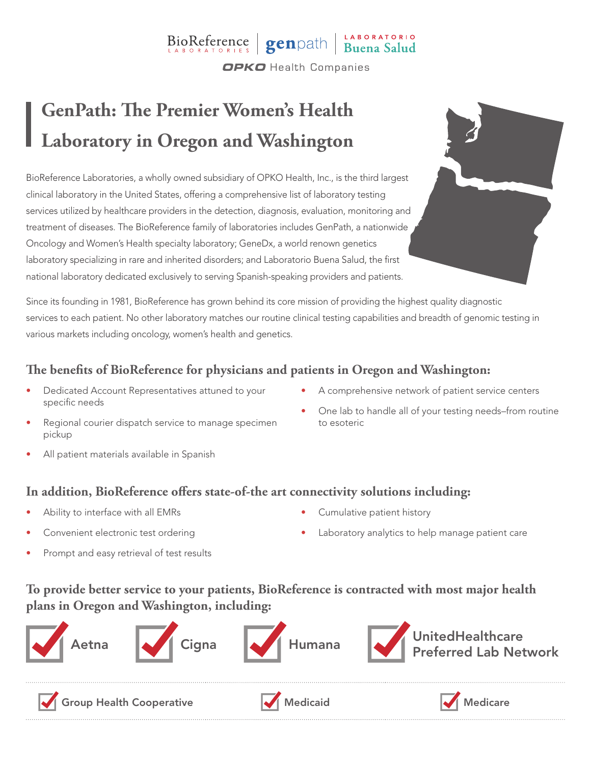BioReference LABORATORIES | genpath | LABORATORIO Buena Salud

OPKO Health Companies

# GenPath: The Premier Women's Health Laboratory in Oregon and Washington

BioReference Laboratories, a wholly owned subsidiary of OPKO Health, Inc., is the third largest clinical laboratory in the United States, offering a comprehensive list of laboratory testing services utilized by healthcare providers in the detection, diagnosis, evaluation, monitoring and treatment of diseases. The BioReference family of laboratories includes GenPath, a nationwide Oncology and Women's Health specialty laboratory; GeneDx, a world renown genetics laboratory specializing in rare and inherited disorders; and Laboratorio Buena Salud, the first national laboratory dedicated exclusively to serving Spanish-speaking providers and patients.

Since its founding in 1981, BioReference has grown behind its core mission of providing the highest quality diagnostic services to each patient. No other laboratory matches our routine clinical testing capabilities and breadth of genomic testing in various markets including oncology, women's health and genetics.

## The benefits of BioReference for physicians and patients in Oregon and Washington:

- Dedicated Account Representatives attuned to your specific needs
- Regional courier dispatch service to manage specimen pickup
- All patient materials available in Spanish
- A comprehensive network of patient service centers
- One lab to handle all of your testing needs–from routine to esoteric

## In addition, BioReference offers state-of-the art connectivity solutions including:

- Ability to interface with all EMRs
- Convenient electronic test ordering
- Prompt and easy retrieval of test results
- Cumulative patient history
- Laboratory analytics to help manage patient care

## To provide better service to your patients, BioReference is contracted with most major health plans in Oregon and Washington, including:

- ☑ Aetna
- ☑ Cigna
- ☑ Humana
- ☑ UnitedHealthcare Preferred Lab Network
- ☑ Group Health Cooperative
- ☑ Medicaid
- ☑ Medicare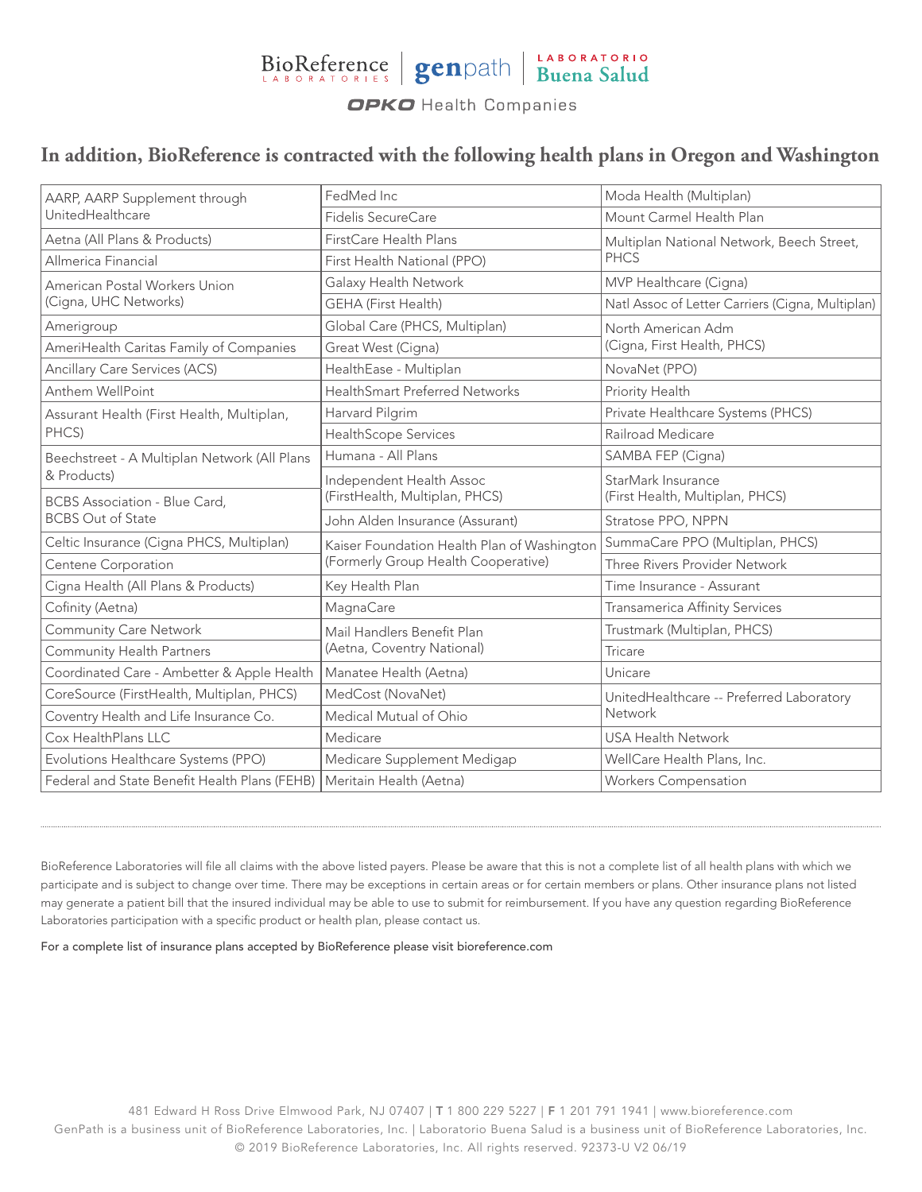BioReference LABORATORIES | genpath | LABORATORIO Buena Salud

OPKO Health Companies

## In addition, BioReference is contracted with the following health plans in Oregon and Washington

| | | |
|---|---|---|
| AARP, AARP Supplement through UnitedHealthcare | FedMed Inc | Moda Health (Multiplan) |
| | Fidelis SecureCare | Mount Carmel Health Plan |
| Aetna (All Plans & Products) | FirstCare Health Plans | Multiplan National Network, Beech Street, PHCS |
| Allmerica Financial | First Health National (PPO) | |
| American Postal Workers Union (Cigna, UHC Networks) | Galaxy Health Network | MVP Healthcare (Cigna) |
| | GEHA (First Health) | Natl Assoc of Letter Carriers (Cigna, Multiplan) |
| Amerigroup | Global Care (PHCS, Multiplan) | North American Adm (Cigna, First Health, PHCS) |
| AmeriHealth Caritas Family of Companies | Great West (Cigna) | |
| Ancillary Care Services (ACS) | HealthEase - Multiplan | NovaNet (PPO) |
| Anthem WellPoint | HealthSmart Preferred Networks | Priority Health |
| Assurant Health (First Health, Multiplan, PHCS) | Harvard Pilgrim | Private Healthcare Systems (PHCS) |
| | HealthScope Services | Railroad Medicare |
| Beechstreet - A Multiplan Network (All Plans & Products) | Humana - All Plans | SAMBA FEP (Cigna) |
| | Independent Health Assoc (FirstHealth, Multiplan, PHCS) | StarMark Insurance (First Health, Multiplan, PHCS) |
| BCBS Association - Blue Card, BCBS Out of State | | |
| | John Alden Insurance (Assurant) | Stratose PPO, NPPN |
| Celtic Insurance (Cigna PHCS, Multiplan) | Kaiser Foundation Health Plan of Washington (Formerly Group Health Cooperative) | SummaCare PPO (Multiplan, PHCS) |
| Centene Corporation | | Three Rivers Provider Network |
| Cigna Health (All Plans & Products) | Key Health Plan | Time Insurance - Assurant |
| Cofinity (Aetna) | MagnaCare | Transamerica Affinity Services |
| Community Care Network | Mail Handlers Benefit Plan (Aetna, Coventry National) | Trustmark (Multiplan, PHCS) |
| Community Health Partners | | Tricare |
| Coordinated Care - Ambetter & Apple Health | Manatee Health (Aetna) | Unicare |
| CoreSource (FirstHealth, Multiplan, PHCS) | MedCost (NovaNet) | UnitedHealthcare -- Preferred Laboratory Network |
| Coventry Health and Life Insurance Co. | Medical Mutual of Ohio | |
| Cox HealthPlans LLC | Medicare | USA Health Network |
| Evolutions Healthcare Systems (PPO) | Medicare Supplement Medigap | WellCare Health Plans, Inc. |
| Federal and State Benefit Health Plans (FEHB) | Meritain Health (Aetna) | Workers Compensation |

BioReference Laboratories will file all claims with the above listed payers. Please be aware that this is not a complete list of all health plans with which we participate and is subject to change over time. There may be exceptions in certain areas or for certain members or plans. Other insurance plans not listed may generate a patient bill that the insured individual may be able to use to submit for reimbursement. If you have any question regarding BioReference Laboratories participation with a specific product or health plan, please contact us.

For a complete list of insurance plans accepted by BioReference please visit bioreference.com

481 Edward H Ross Drive Elmwood Park, NJ 07407 | **T** 1 800 229 5227 | **F** 1 201 791 1941 | www.bioreference.com

GenPath is a business unit of BioReference Laboratories, Inc. | Laboratorio Buena Salud is a business unit of BioReference Laboratories, Inc.

© 2019 BioReference Laboratories, Inc. All rights reserved. 92373-U V2 06/19